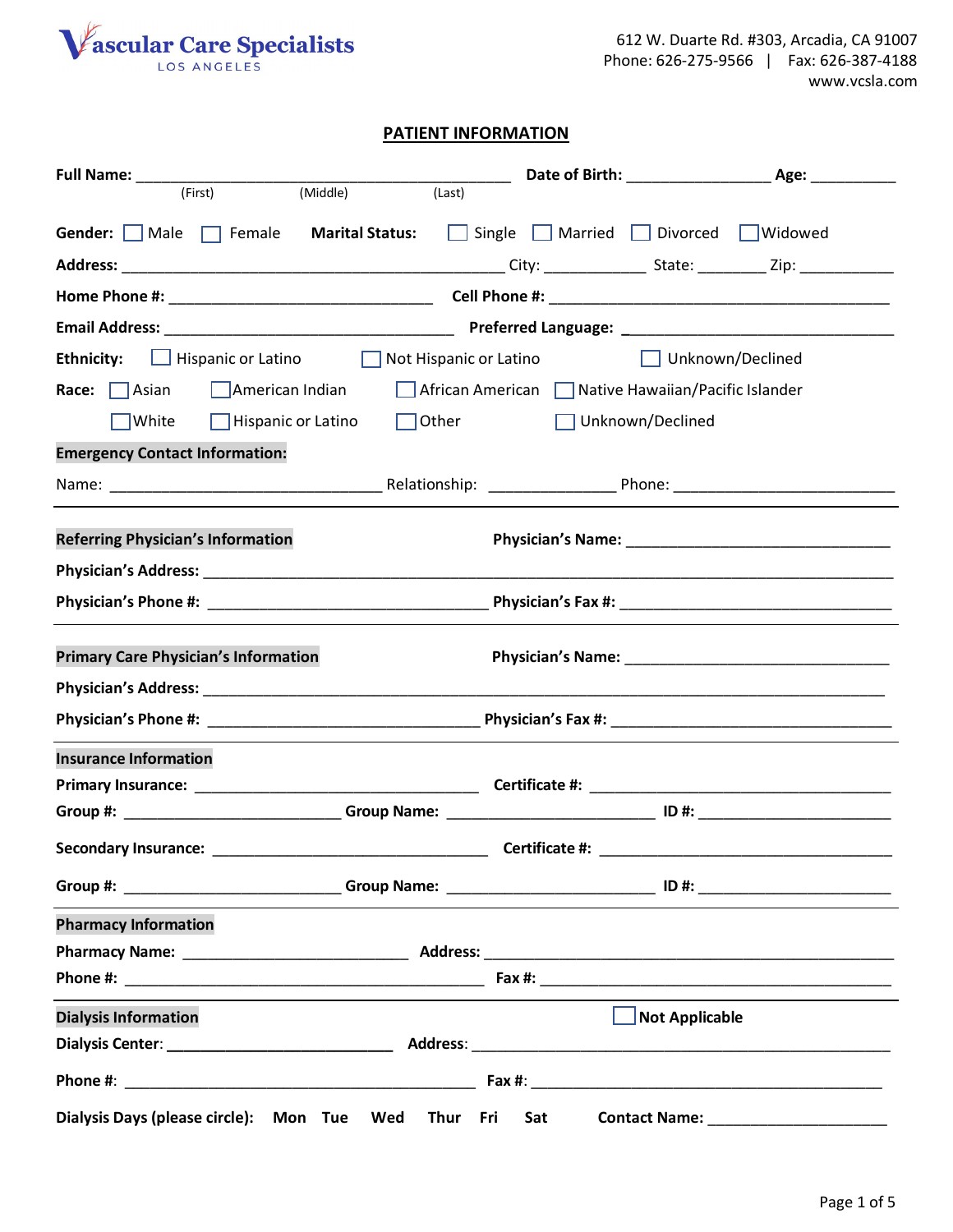**Vascular Care Specialists**
LOS ANGELES

612 W. Duarte Rd. #303, Arcadia, CA 91007
Phone: 626-275-9566 | Fax: 626-387-4188
www.vcsla.com

## PATIENT INFORMATION

**Full Name:** ____________________________________________ **Date of Birth:** ________________ **Age:** __________
(First) (Middle) (Last)

**Gender:** ☐ Male ☐ Female **Marital Status:** ☐ Single ☐ Married ☐ Divorced ☐ Widowed

**Address:** ____________________________________________ City: ____________ State: ________ Zip: ___________

**Home Phone #:** _______________________________ **Cell Phone #:** ________________________________________

**Email Address:** __________________________________ **Preferred Language:** ________________________________

**Ethnicity:** ☐ Hispanic or Latino ☐ Not Hispanic or Latino ☐ Unknown/Declined

**Race:** ☐ Asian ☐ American Indian ☐ African American ☐ Native Hawaiian/Pacific Islander
☐ White ☐ Hispanic or Latino ☐ Other ☐ Unknown/Declined

**Emergency Contact Information:**

Name: ________________________________ Relationship: _______________ Phone: __________________________

---

**Referring Physician's Information** **Physician's Name:** ______________________________

**Physician's Address:** ________________________________________________________________________________

**Physician's Phone #:** _________________________________ **Physician's Fax #:** _______________________________

---

**Primary Care Physician's Information** **Physician's Name:** ______________________________

**Physician's Address:** ______________________________________________________________________________

**Physician's Phone #:** ________________________________ **Physician's Fax #:** _________________________________

---

**Insurance Information**

**Primary Insurance:** _________________________________ **Certificate #:** ___________________________________

**Group #:** _________________________ **Group Name:** ________________________ **ID #:** _______________________

**Secondary Insurance:** ________________________________ **Certificate #:** ___________________________________

**Group #:** _________________________ **Group Name:** ________________________ **ID #:** _______________________

---

**Pharmacy Information**

**Pharmacy Name:** __________________________ **Address:** _____________________________________________

**Phone #:** __________________________________________ **Fax #:** _________________________________________

---

**Dialysis Information** ☐ **Not Applicable**

**Dialysis Center:** __________________________ **Address:** ____________________________________________

**Phone #:** _________________________________________ **Fax #:** _________________________________________

**Dialysis Days (please circle):** **Mon Tue Wed Thur Fri Sat** **Contact Name:** _____________________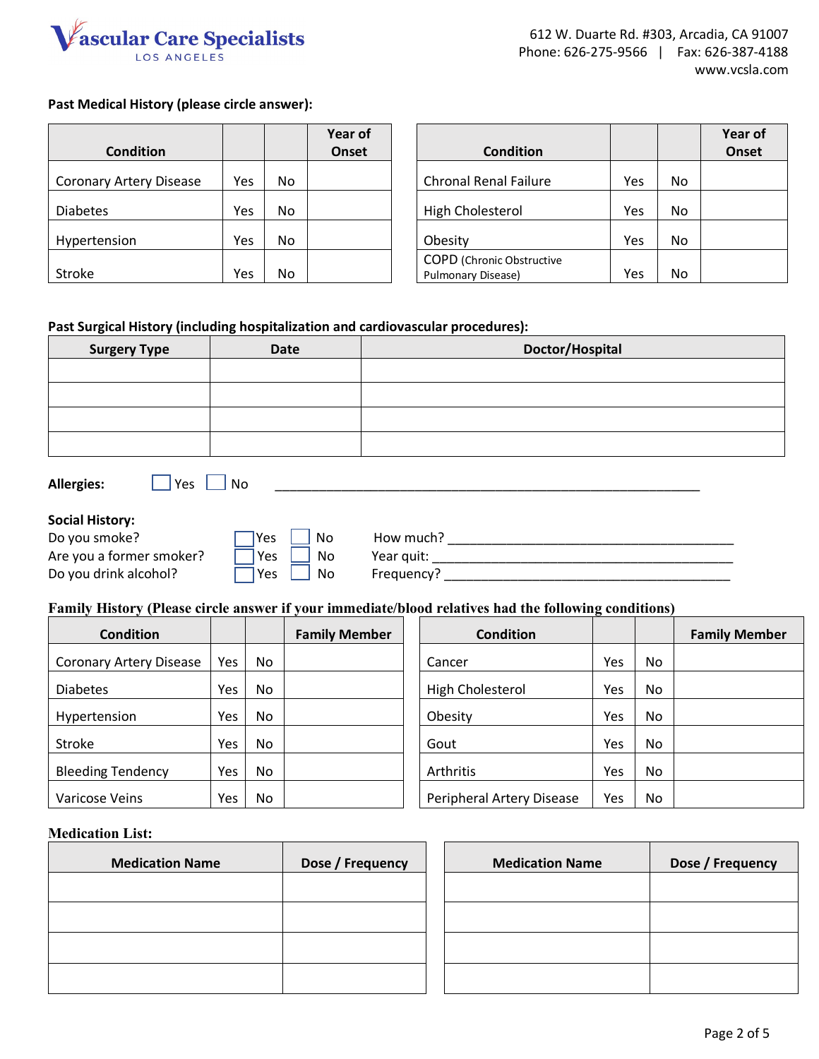Vascular Care Specialists
LOS ANGELES

612 W. Duarte Rd. #303, Arcadia, CA 91007
Phone: 626-275-9566 | Fax: 626-387-4188
www.vcsla.com

**Past Medical History (please circle answer):**

| Condition | | | Year of Onset |
|---|---|---|---|
| Coronary Artery Disease | Yes | No | |
| Diabetes | Yes | No | |
| Hypertension | Yes | No | |
| Stroke | Yes | No | |

| Condition | | | Year of Onset |
|---|---|---|---|
| Chronal Renal Failure | Yes | No | |
| High Cholesterol | Yes | No | |
| Obesity | Yes | No | |
| COPD (Chronic Obstructive Pulmonary Disease) | Yes | No | |

**Past Surgical History (including hospitalization and cardiovascular procedures):**

| Surgery Type | Date | Doctor/Hospital |
|---|---|---|
| | | |
| | | |
| | | |
| | | |

**Allergies:** ☐ Yes ☐ No ____________________________________________

**Social History:**

Do you smoke? ☐ Yes ☐ No How much? ______________________________

Are you a former smoker? ☐ Yes ☐ No Year quit: ______________________________

Do you drink alcohol? ☐ Yes ☐ No Frequency? ______________________________

**Family History (Please circle answer if your immediate/blood relatives had the following conditions)**

| Condition | | | Family Member |
|---|---|---|---|
| Coronary Artery Disease | Yes | No | |
| Diabetes | Yes | No | |
| Hypertension | Yes | No | |
| Stroke | Yes | No | |
| Bleeding Tendency | Yes | No | |
| Varicose Veins | Yes | No | |

| Condition | | | Family Member |
|---|---|---|---|
| Cancer | Yes | No | |
| High Cholesterol | Yes | No | |
| Obesity | Yes | No | |
| Gout | Yes | No | |
| Arthritis | Yes | No | |
| Peripheral Artery Disease | Yes | No | |

**Medication List:**

| Medication Name | Dose / Frequency |
|---|---|
| | |
| | |
| | |
| | |

| Medication Name | Dose / Frequency |
|---|---|
| | |
| | |
| | |
| | |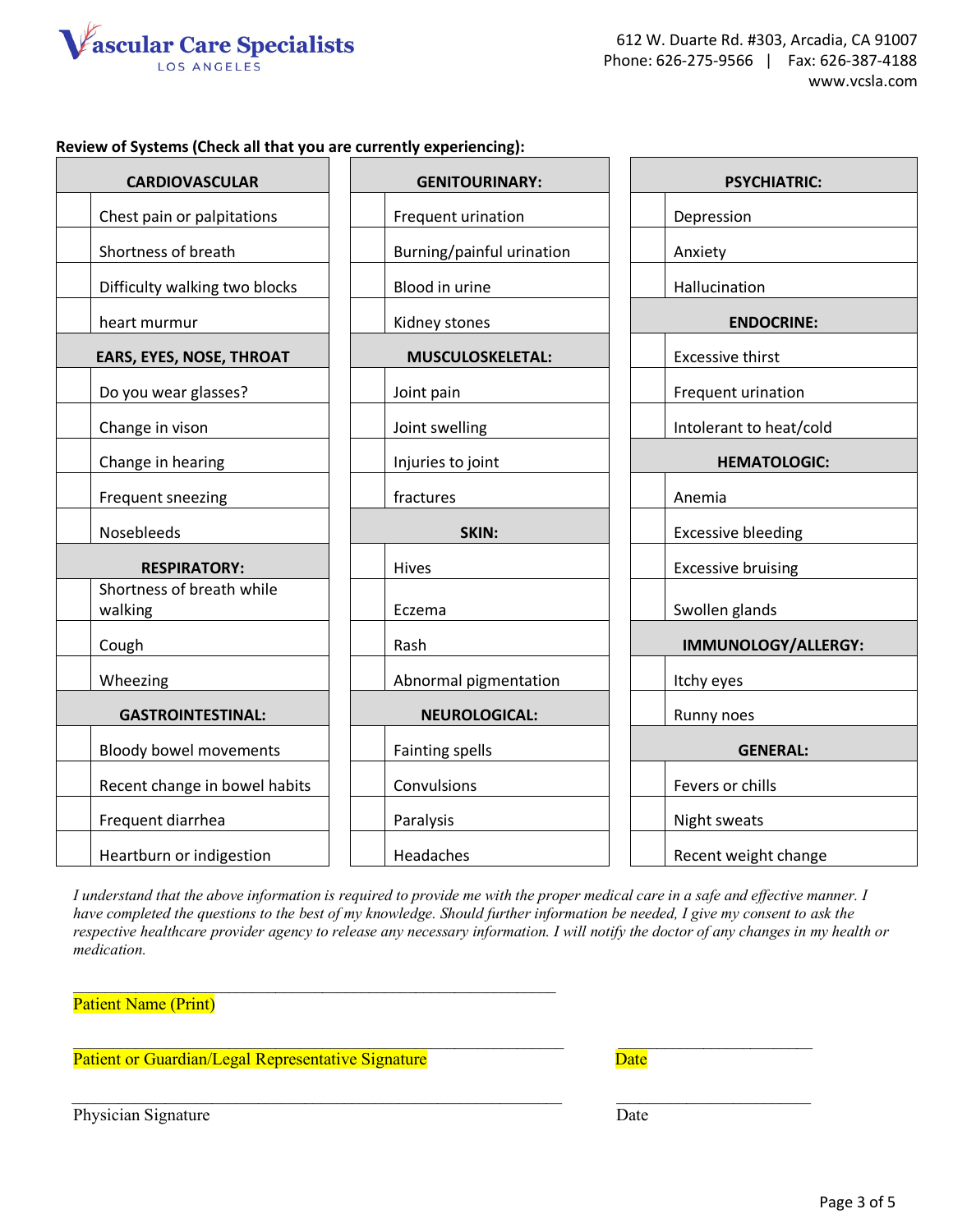Vascular Care Specialists
LOS ANGELES

612 W. Duarte Rd. #303, Arcadia, CA 91007
Phone: 626-275-9566 | Fax: 626-387-4188
www.vcsla.com

**Review of Systems (Check all that you are currently experiencing):**

| | **CARDIOVASCULAR** |
|---|---|
| | Chest pain or palpitations |
| | Shortness of breath |
| | Difficulty walking two blocks |
| | heart murmur |
| | **EARS, EYES, NOSE, THROAT** |
| | Do you wear glasses? |
| | Change in vison |
| | Change in hearing |
| | Frequent sneezing |
| | Nosebleeds |
| | **RESPIRATORY:** |
| | Shortness of breath while walking |
| | Cough |
| | Wheezing |
| | **GASTROINTESTINAL:** |
| | Bloody bowel movements |
| | Recent change in bowel habits |
| | Frequent diarrhea |
| | Heartburn or indigestion |

| | **GENITOURINARY:** |
|---|---|
| | Frequent urination |
| | Burning/painful urination |
| | Blood in urine |
| | Kidney stones |
| | **MUSCULOSKELETAL:** |
| | Joint pain |
| | Joint swelling |
| | Injuries to joint |
| | fractures |
| | **SKIN:** |
| | Hives |
| | Eczema |
| | Rash |
| | Abnormal pigmentation |
| | **NEUROLOGICAL:** |
| | Fainting spells |
| | Convulsions |
| | Paralysis |
| | Headaches |

| | **PSYCHIATRIC:** |
|---|---|
| | Depression |
| | Anxiety |
| | Hallucination |
| | **ENDOCRINE:** |
| | Excessive thirst |
| | Frequent urination |
| | Intolerant to heat/cold |
| | **HEMATOLOGIC:** |
| | Anemia |
| | Excessive bleeding |
| | Excessive bruising |
| | Swollen glands |
| | **IMMUNOLOGY/ALLERGY:** |
| | Itchy eyes |
| | Runny noes |
| | **GENERAL:** |
| | Fevers or chills |
| | Night sweats |
| | Recent weight change |

*I understand that the above information is required to provide me with the proper medical care in a safe and effective manner. I have completed the questions to the best of my knowledge. Should further information be needed, I give my consent to ask the respective healthcare provider agency to release any necessary information. I will notify the doctor of any changes in my health or medication.*

\_\_\_\_\_\_\_\_\_\_\_\_\_\_\_\_\_\_\_\_\_\_\_\_\_\_\_\_\_\_\_\_\_\_\_\_\_\_\_\_\_\_\_\_
Patient Name (Print)

\_\_\_\_\_\_\_\_\_\_\_\_\_\_\_\_\_\_\_\_\_\_\_\_\_\_\_\_\_\_\_\_\_\_\_\_\_\_\_\_\_\_\_\_ \_\_\_\_\_\_\_\_\_\_\_\_\_\_\_\_\_\_
Patient or Guardian/Legal Representative Signature Date

\_\_\_\_\_\_\_\_\_\_\_\_\_\_\_\_\_\_\_\_\_\_\_\_\_\_\_\_\_\_\_\_\_\_\_\_\_\_\_\_\_\_\_\_ \_\_\_\_\_\_\_\_\_\_\_\_\_\_\_\_\_\_
Physician Signature Date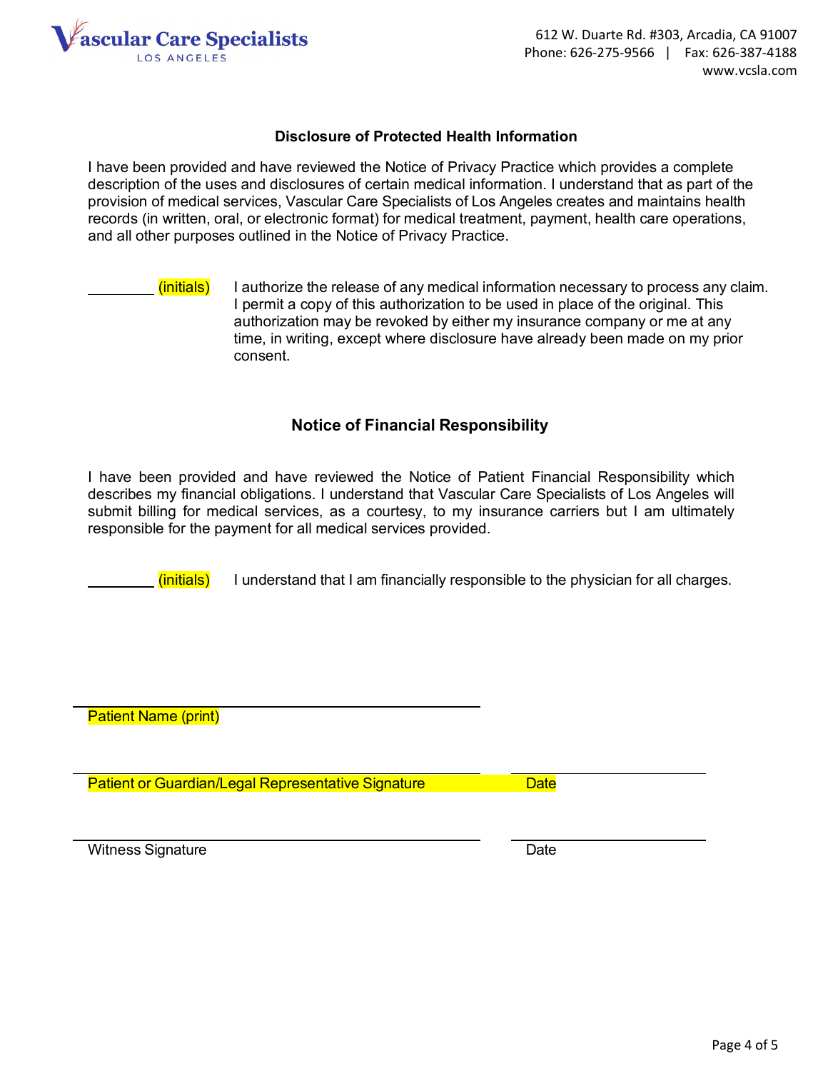Vascular Care Specialists
LOS ANGELES

612 W. Duarte Rd. #303, Arcadia, CA 91007
Phone: 626-275-9566 | Fax: 626-387-4188
www.vcsla.com

## Disclosure of Protected Health Information

I have been provided and have reviewed the Notice of Privacy Practice which provides a complete description of the uses and disclosures of certain medical information. I understand that as part of the provision of medical services, Vascular Care Specialists of Los Angeles creates and maintains health records (in written, oral, or electronic format) for medical treatment, payment, health care operations, and all other purposes outlined in the Notice of Privacy Practice.

________ (initials) I authorize the release of any medical information necessary to process any claim. I permit a copy of this authorization to be used in place of the original. This authorization may be revoked by either my insurance company or me at any time, in writing, except where disclosure have already been made on my prior consent.

## Notice of Financial Responsibility

I have been provided and have reviewed the Notice of Patient Financial Responsibility which describes my financial obligations. I understand that Vascular Care Specialists of Los Angeles will submit billing for medical services, as a courtesy, to my insurance carriers but I am ultimately responsible for the payment for all medical services provided.

________ (initials) I understand that I am financially responsible to the physician for all charges.

______________________________________
Patient Name (print)

______________________________________ ____________________
Patient or Guardian/Legal Representative Signature Date

______________________________________ ____________________
Witness Signature Date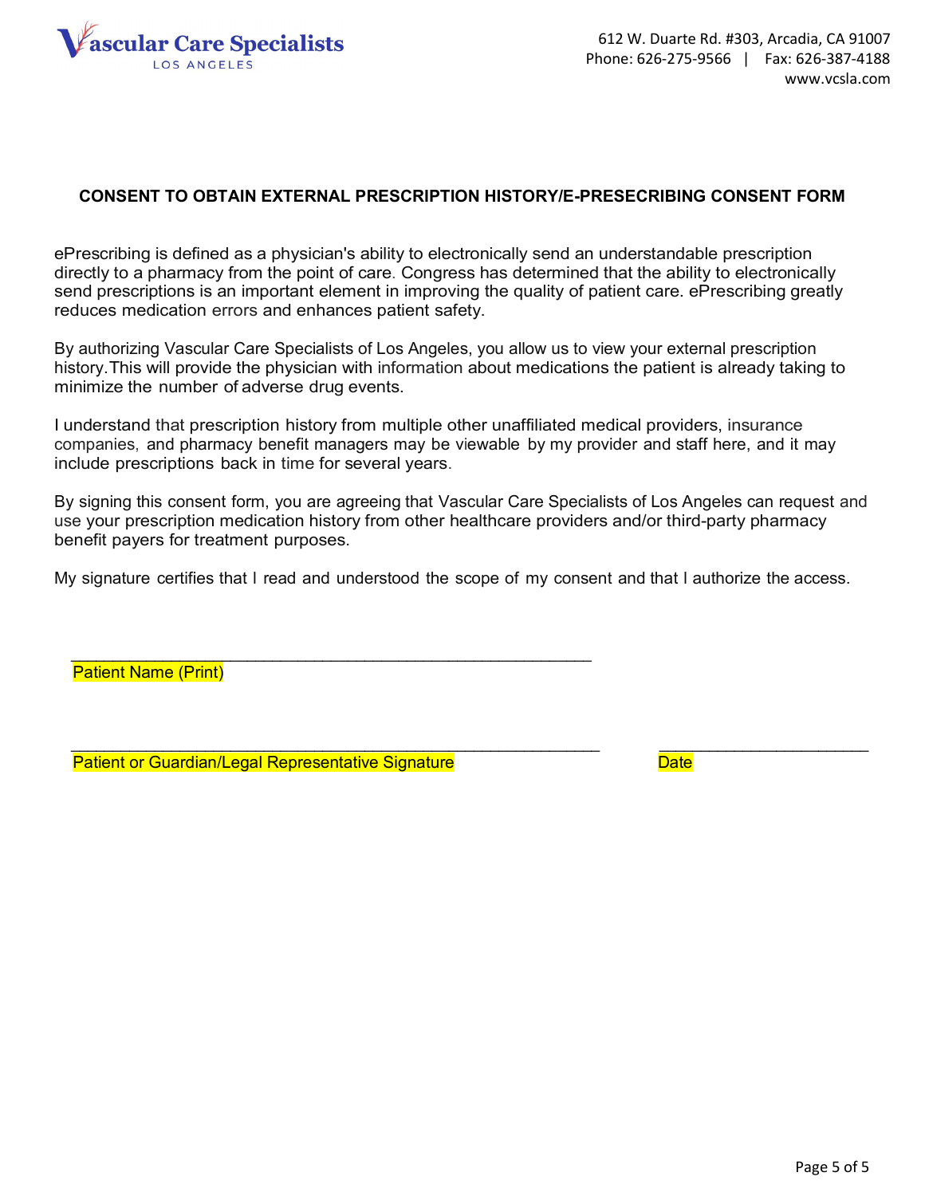Vascular Care Specialists
LOS ANGELES

612 W. Duarte Rd. #303, Arcadia, CA 91007
Phone: 626-275-9566 | Fax: 626-387-4188
www.vcsla.com

## CONSENT TO OBTAIN EXTERNAL PRESCRIPTION HISTORY/E-PRESECRIBING CONSENT FORM

ePrescribing is defined as a physician's ability to electronically send an understandable prescription directly to a pharmacy from the point of care. Congress has determined that the ability to electronically send prescriptions is an important element in improving the quality of patient care. ePrescribing greatly reduces medication errors and enhances patient safety.

By authorizing Vascular Care Specialists of Los Angeles, you allow us to view your external prescription history.This will provide the physician with information about medications the patient is already taking to minimize the number of adverse drug events.

I understand that prescription history from multiple other unaffiliated medical providers, insurance companies, and pharmacy benefit managers may be viewable by my provider and staff here, and it may include prescriptions back in time for several years.

By signing this consent form, you are agreeing that Vascular Care Specialists of Los Angeles can request and use your prescription medication history from other healthcare providers and/or third-party pharmacy benefit payers for treatment purposes.

My signature certifies that I read and understood the scope of my consent and that I authorize the access.

\_\_\_\_\_\_\_\_\_\_\_\_\_\_\_\_\_\_\_\_\_\_\_\_\_\_\_\_\_\_\_\_\_\_\_\_\_\_\_\_\_\_\_\_\_\_\_\_
Patient Name (Print)

\_\_\_\_\_\_\_\_\_\_\_\_\_\_\_\_\_\_\_\_\_\_\_\_\_\_\_\_\_\_\_\_\_\_\_\_\_\_\_\_\_\_\_\_\_\_\_\_ \_\_\_\_\_\_\_\_\_\_\_\_\_\_\_\_\_\_\_\_
Patient or Guardian/Legal Representative Signature Date